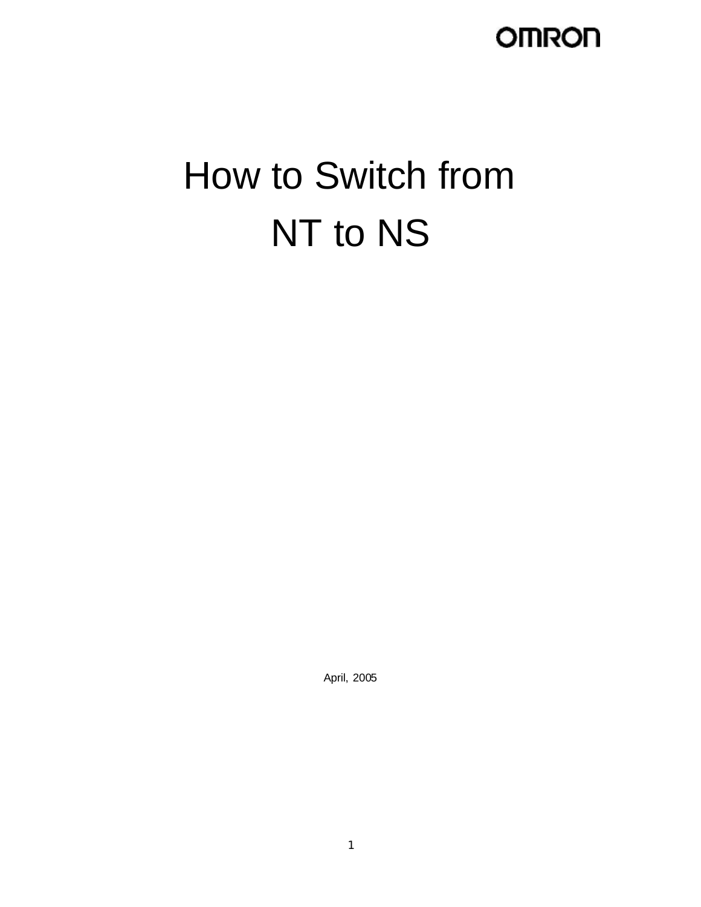OMRON

# How to Switch from NT to NS

April, 2005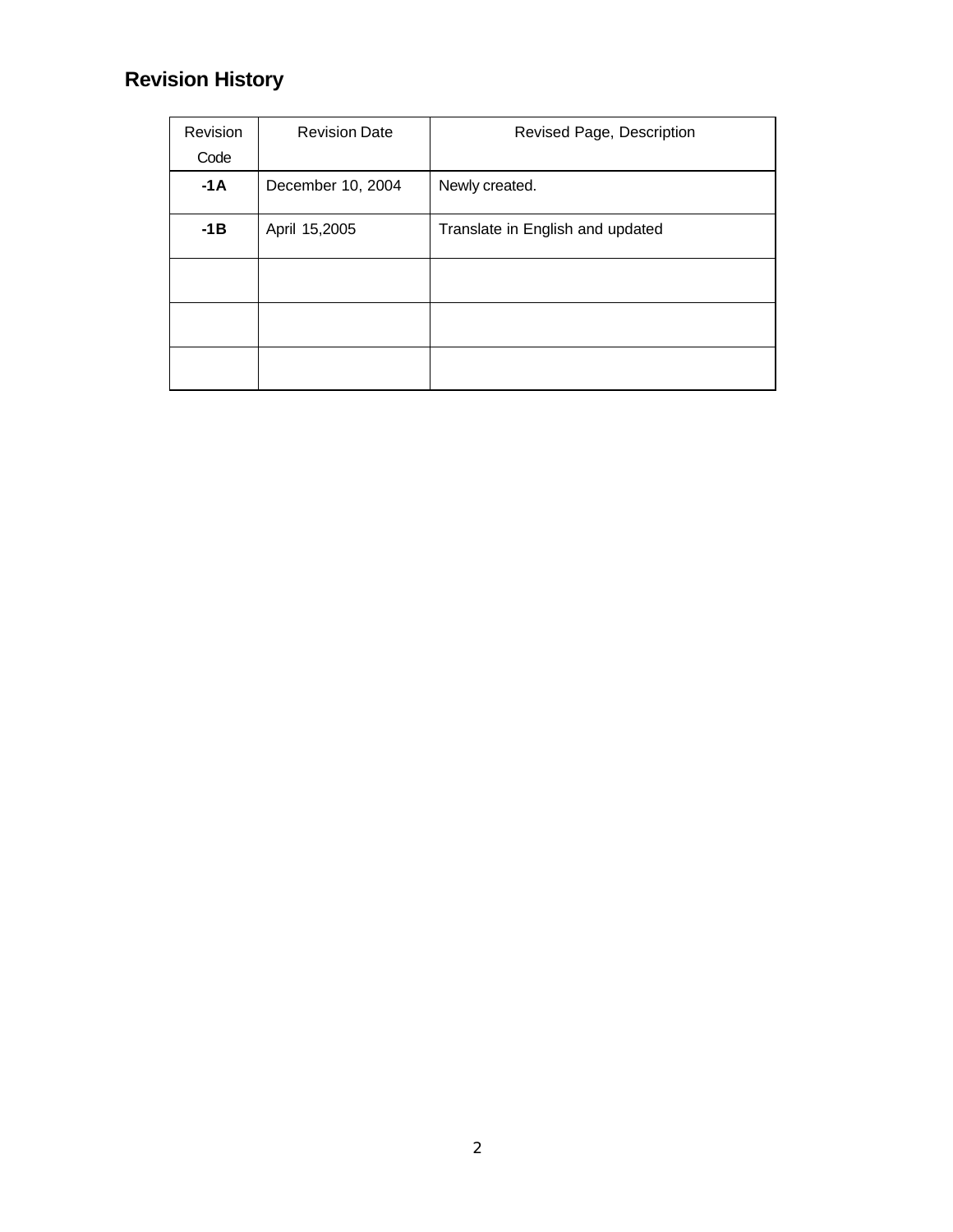## Revision History

| Revision Code | Revision Date | Revised Page, Description |
| --- | --- | --- |
| **-1A** | December 10, 2004 | Newly created. |
| **-1B** | April 15,2005 | Translate in English and updated |
| | | |
| | | |
| | | |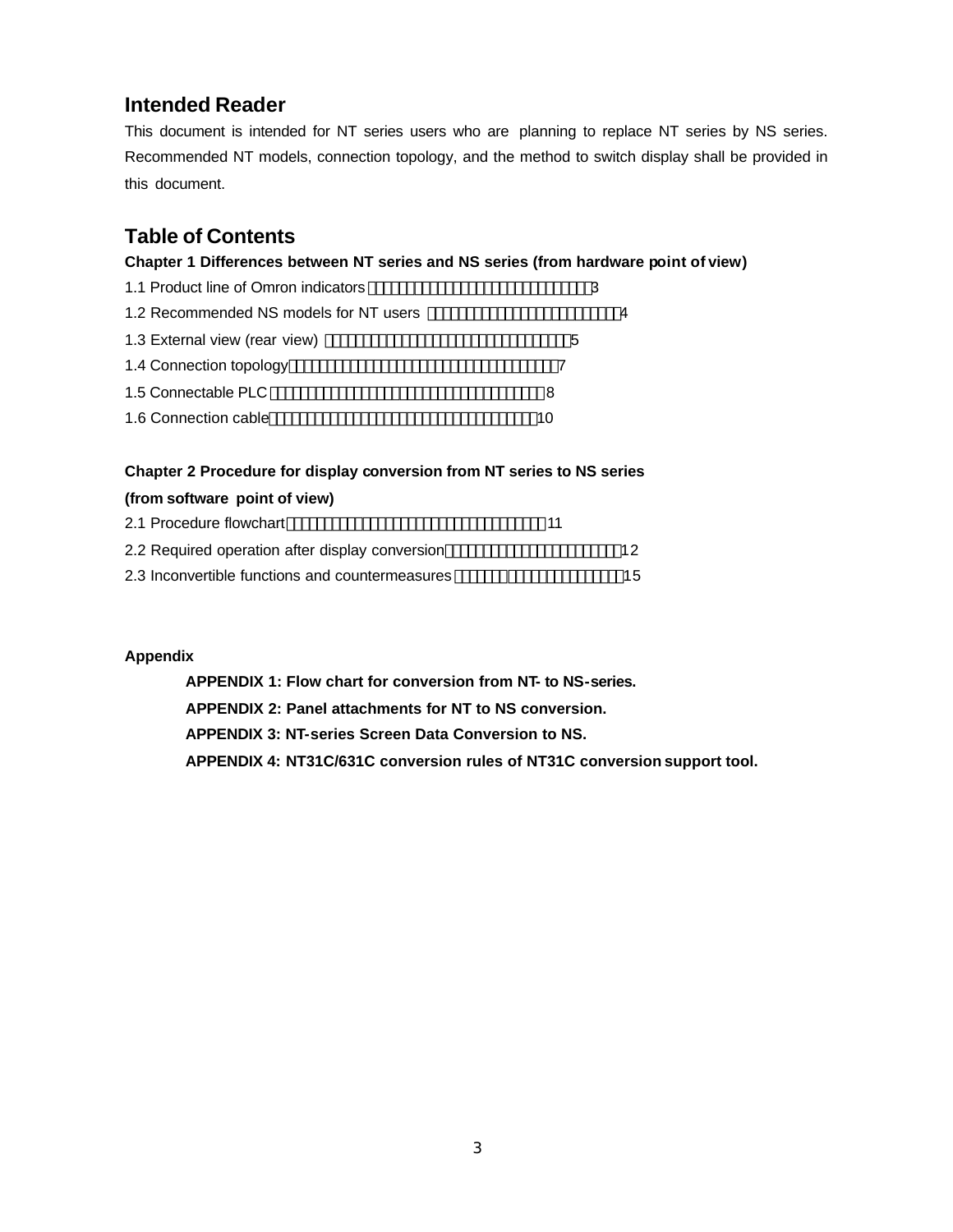## Intended Reader

This document is intended for NT series users who are planning to replace NT series by NS series. Recommended NT models, connection topology, and the method to switch display shall be provided in this document.

## Table of Contents

**Chapter 1 Differences between NT series and NS series (from hardware point of view)**

1.1 Product line of Omron indicators ........................................ 3

1.2 Recommended NS models for NT users ........................................ 4

1.3 External view (rear view) ........................................ 5

1.4 Connection topology ........................................ 7

1.5 Connectable PLC ........................................ 8

1.6 Connection cable ........................................ 10

**Chapter 2 Procedure for display conversion from NT series to NS series (from software point of view)**

2.1 Procedure flowchart ........................................ 11

2.2 Required operation after display conversion ........................................ 12

2.3 Inconvertible functions and countermeasures ........................................ 15

**Appendix**

**APPENDIX 1: Flow chart for conversion from NT- to NS-series.**

**APPENDIX 2: Panel attachments for NT to NS conversion.**

**APPENDIX 3: NT-series Screen Data Conversion to NS.**

**APPENDIX 4: NT31C/631C conversion rules of NT31C conversion support tool.**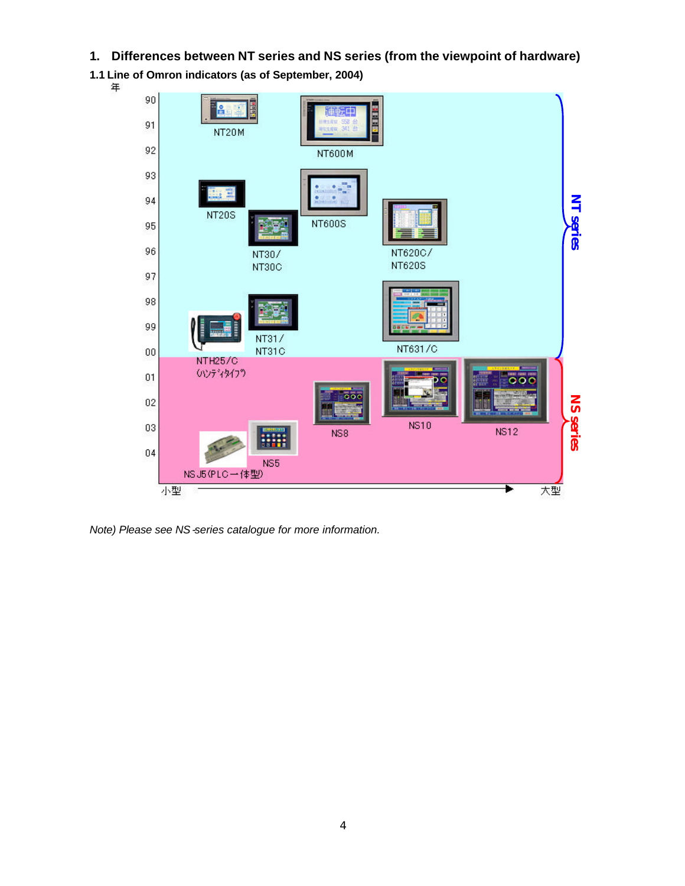# 1. Differences between NT series and NS series (from the viewpoint of hardware)

## 1.1 Line of Omron indicators (as of September, 2004)

年

| Year | Models |
| --- | --- |
| 90–91 | NT20M, NT600M |
| 93–96 | NT20S, NT30/NT30C, NT600S, NT620C/NT620S |
| 98–00 | NTH25/C (ﾊﾝﾃﾞｨﾀｲﾌﾟ), NT31/NT31C, NT631/C |
| 01–04 | NSJ5 (PLC一体型), NS5, NS8, NS10, NS12 |

NT series (90–00)

NS series (01–04)

小型 → 大型

*Note) Please see NS-series catalogue for more information.*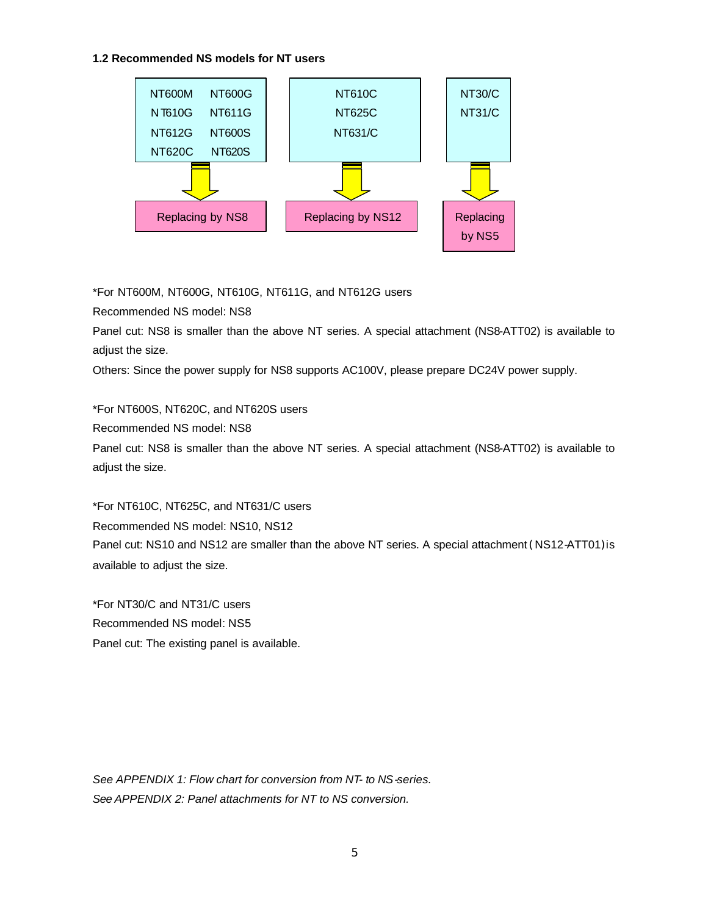### 1.2 Recommended NS models for NT users

| NT models | Replacement |
|---|---|
| NT600M, NT600G, NT610G, NT611G, NT612G, NT600S, NT620C, NT620S | Replacing by NS8 |
| NT610C, NT625C, NT631/C | Replacing by NS12 |
| NT30/C, NT31/C | Replacing by NS5 |

*For NT600M, NT600G, NT610G, NT611G, and NT612G users

Recommended NS model: NS8

Panel cut: NS8 is smaller than the above NT series. A special attachment (NS8-ATT02) is available to adjust the size.

Others: Since the power supply for NS8 supports AC100V, please prepare DC24V power supply.

*For NT600S, NT620C, and NT620S users

Recommended NS model: NS8

Panel cut: NS8 is smaller than the above NT series. A special attachment (NS8-ATT02) is available to adjust the size.

*For NT610C, NT625C, and NT631/C users

Recommended NS model: NS10, NS12

Panel cut: NS10 and NS12 are smaller than the above NT series. A special attachment (NS12-ATT01) is available to adjust the size.

*For NT30/C and NT31/C users

Recommended NS model: NS5

Panel cut: The existing panel is available.

*See APPENDIX 1: Flow chart for conversion from NT- to NS-series.*

*See APPENDIX 2: Panel attachments for NT to NS conversion.*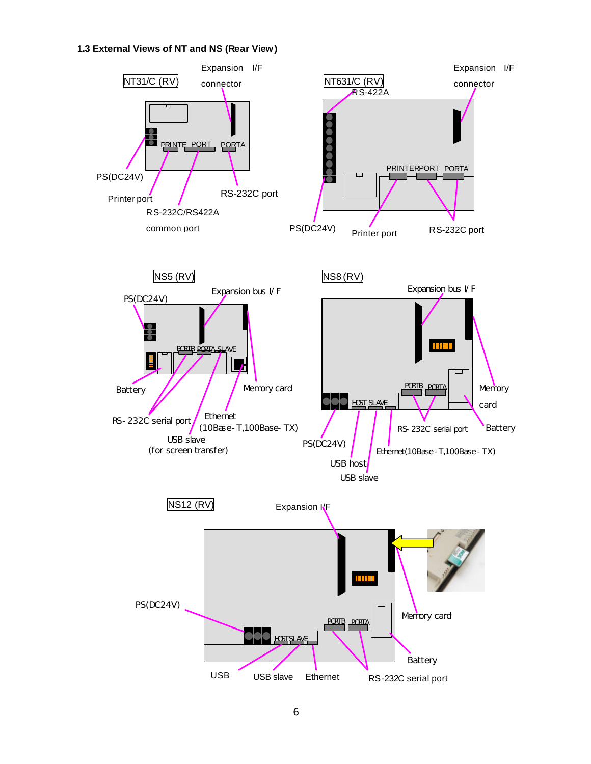### 1.3 External Views of NT and NS (Rear View)

NT31/C (RV)

Expansion I/F connector

PRINTE PORT PORTA

PS(DC24V)

Printer port

RS-232C port

RS-232C/RS422A common port

NT631/C (RV)

Expansion I/F connector

RS-422A

PRINTERPORT PORTA

PS(DC24V)

Printer port

RS-232C port

NS5 (RV)

PS(DC24V)

Expansion bus I/ F

PORTB PORTA SLAVE

Battery

Memory card

RS- 232C serial port

Ethernet (10Base- T,100Base- TX)

USB slave (for screen transfer)

NS8 (RV)

Expansion bus I/ F

PORTB PORTA

HOST SLAVE

Memory card

Battery

RS- 232C serial port

PS(DC24V)

Ethernet(10Base- T,100Base- TX)

USB host

USB slave

NS12 (RV)

Expansion I/F

PS(DC24V)

PORTB PORTA

HOST SLAVE

Memory card

Battery

USB

USB slave

Ethernet

RS-232C serial port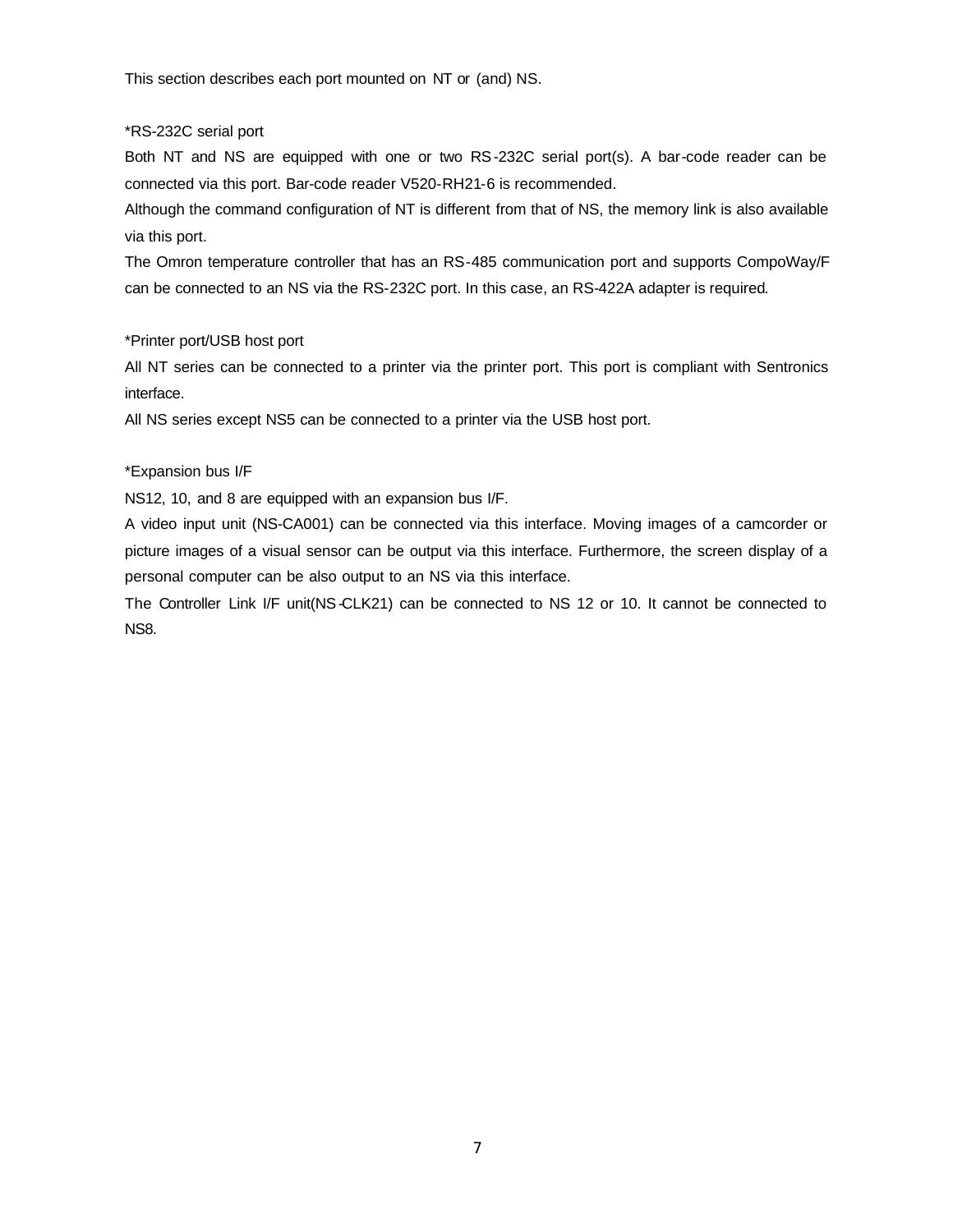This section describes each port mounted on NT or (and) NS.

*RS-232C serial port

Both NT and NS are equipped with one or two RS-232C serial port(s). A bar-code reader can be connected via this port. Bar-code reader V520-RH21-6 is recommended.

Although the command configuration of NT is different from that of NS, the memory link is also available via this port.

The Omron temperature controller that has an RS-485 communication port and supports CompoWay/F can be connected to an NS via the RS-232C port. In this case, an RS-422A adapter is required.

*Printer port/USB host port

All NT series can be connected to a printer via the printer port. This port is compliant with Sentronics interface.

All NS series except NS5 can be connected to a printer via the USB host port.

*Expansion bus I/F

NS12, 10, and 8 are equipped with an expansion bus I/F.

A video input unit (NS-CA001) can be connected via this interface. Moving images of a camcorder or picture images of a visual sensor can be output via this interface. Furthermore, the screen display of a personal computer can be also output to an NS via this interface.

The Controller Link I/F unit(NS-CLK21) can be connected to NS 12 or 10. It cannot be connected to NS8.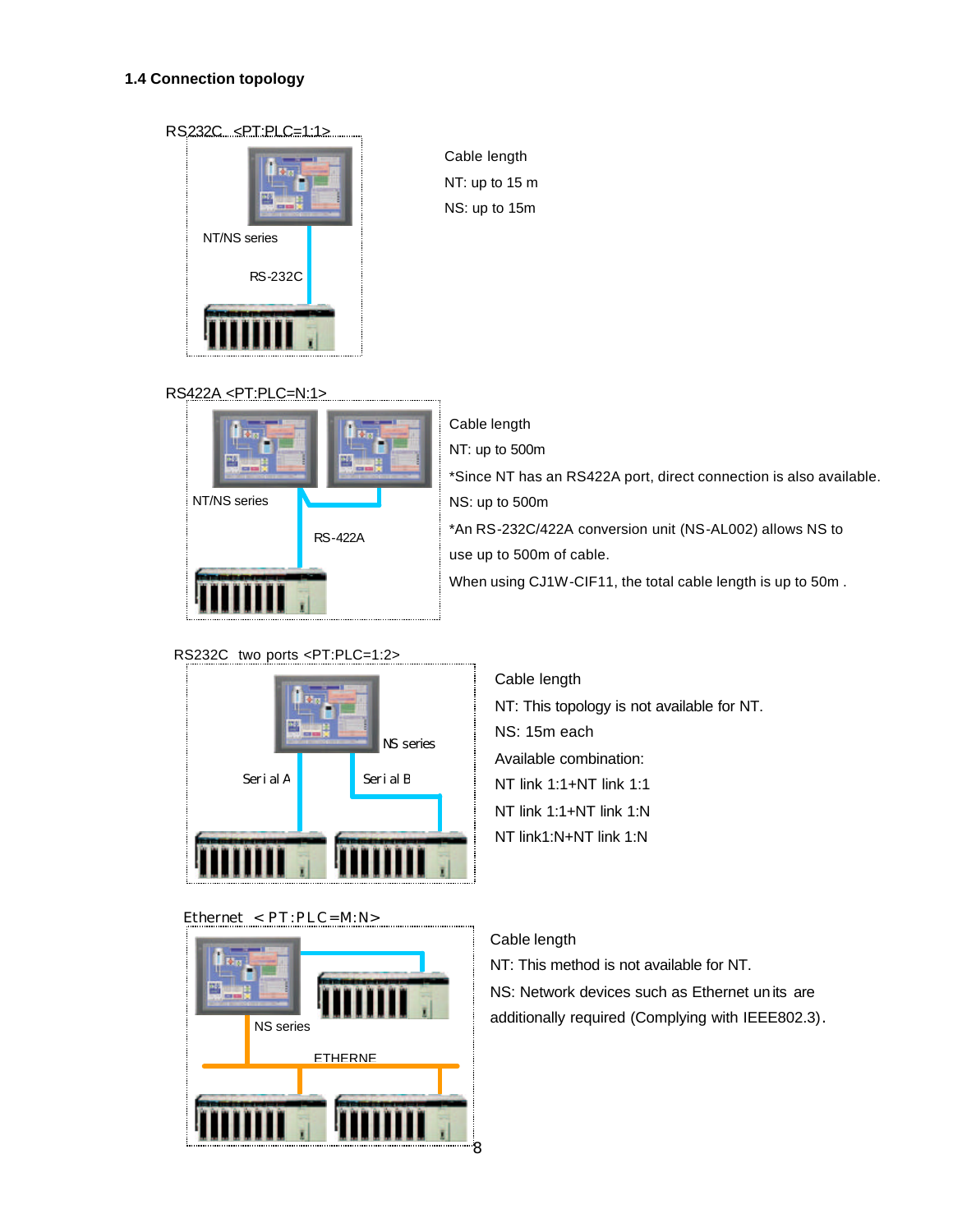### 1.4 Connection topology

RS232C <PT:PLC=1:1>

NT/NS series

RS-232C

Cable length

NT: up to 15 m

NS: up to 15m

RS422A <PT:PLC=N:1>

NT/NS series

RS-422A

Cable length

NT: up to 500m

*Since NT has an RS422A port, direct connection is also available.

NS: up to 500m

*An RS-232C/422A conversion unit (NS-AL002) allows NS to use up to 500m of cable.

When using CJ1W-CIF11, the total cable length is up to 50m .

RS232C two ports <PT:PLC=1:2>

NS series

Serial A

Serial B

Cable length

NT: This topology is not available for NT.

NS: 15m each

Available combination:

NT link 1:1+NT link 1:1

NT link 1:1+NT link 1:N

NT link1:N+NT link 1:N

Ethernet <PT:PLC=M:N>

NS series

ETHERNE

Cable length

NT: This method is not available for NT.

NS: Network devices such as Ethernet units are additionally required (Complying with IEEE802.3).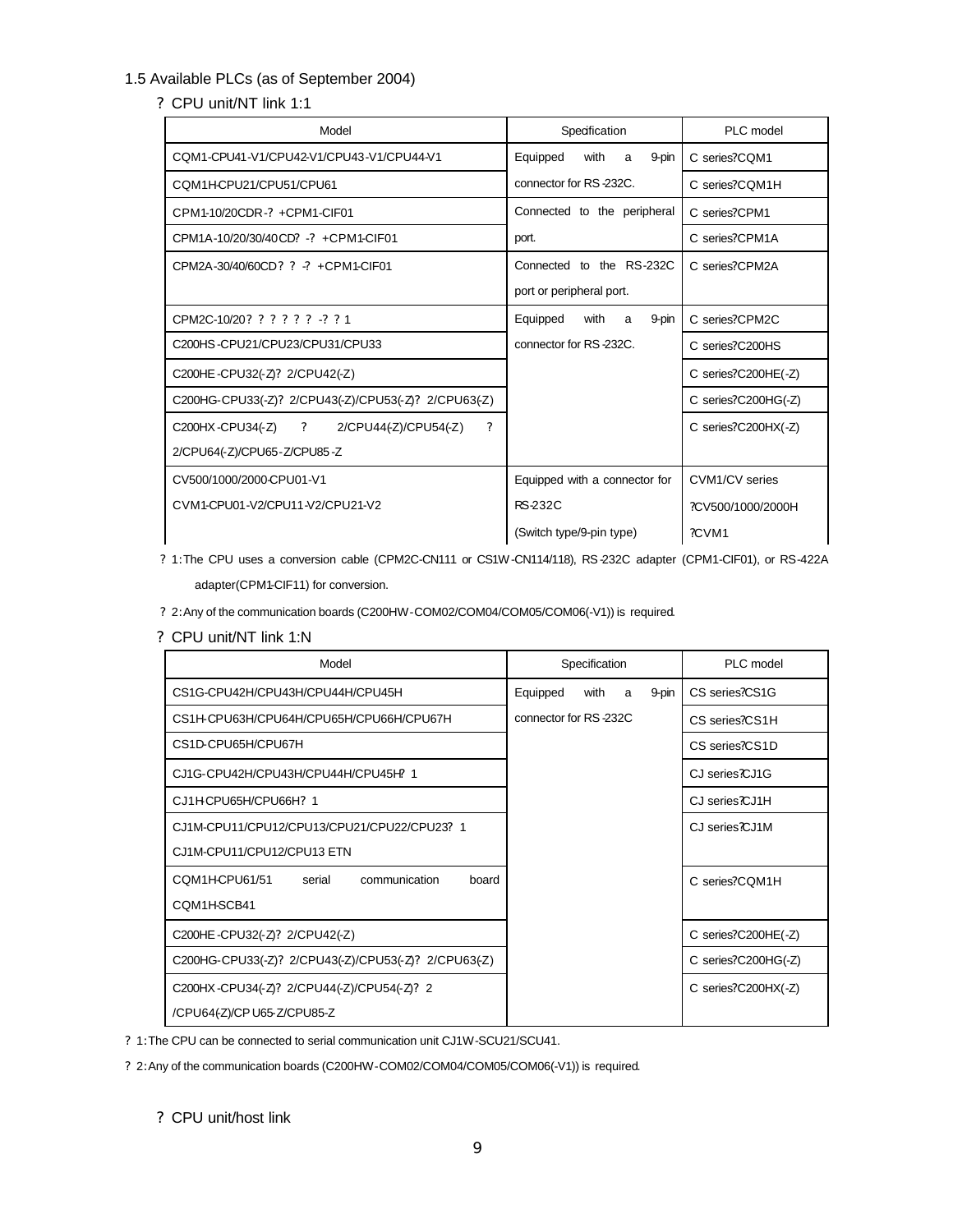1.5 Available PLCs (as of September 2004)

? CPU unit/NT link 1:1

| Model | Specification | PLC model |
|---|---|---|
| CQM1-CPU41-V1/CPU42-V1/CPU43-V1/CPU44-V1 | Equipped with a 9-pin connector for RS-232C. | C series?CQM1 |
| CQM1H-CPU21/CPU51/CPU61 | | C series?CQM1H |
| CPM1-10/20CDR-? +CPM1-CIF01 | Connected to the peripheral port. | C series?CPM1 |
| CPM1A-10/20/30/40CD? -? +CPM1-CIF01 | | C series?CPM1A |
| CPM2A-30/40/60CD? ? -? +CPM1-CIF01 | Connected to the RS-232C port or peripheral port. | C series?CPM2A |
| CPM2C-10/20? ? ? ? ? ? -? ? 1 | Equipped with a 9-pin connector for RS-232C. | C series?CPM2C |
| C200HS-CPU21/CPU23/CPU31/CPU33 | | C series?C200HS |
| C200HE-CPU32(-Z)? 2/CPU42(-Z) | | C series?C200HE(-Z) |
| C200HG-CPU33(-Z)? 2/CPU43(-Z)/CPU53(-Z)? 2/CPU63(-Z) | | C series?C200HG(-Z) |
| C200HX-CPU34(-Z) ? 2/CPU44(-Z)/CPU54(-Z) ? 2/CPU64(-Z)/CPU65-Z/CPU85-Z | | C series?C200HX(-Z) |
| CV500/1000/2000-CPU01-V1<br>CVM1-CPU01-V2/CPU11-V2/CPU21-V2 | Equipped with a connector for RS-232C<br>(Switch type/9-pin type) | CVM1/CV series<br>?CV500/1000/2000H<br>?CVM1 |

? 1: The CPU uses a conversion cable (CPM2C-CN111 or CS1W-CN114/118), RS-232C adapter (CPM1-CIF01), or RS-422A adapter(CPM1-CIF11) for conversion.

? 2: Any of the communication boards (C200HW-COM02/COM04/COM05/COM06(-V1)) is required.

? CPU unit/NT link 1:N

| Model | Specification | PLC model |
|---|---|---|
| CS1G-CPU42H/CPU43H/CPU44H/CPU45H | Equipped with a 9-pin connector for RS-232C | CS series?CS1G |
| CS1H-CPU63H/CPU64H/CPU65H/CPU66H/CPU67H | | CS series?CS1H |
| CS1D-CPU65H/CPU67H | | CS series?CS1D |
| CJ1G-CPU42H/CPU43H/CPU44H/CPU45H? 1 | | CJ series?CJ1G |
| CJ1H-CPU65H/CPU66H? 1 | | CJ series?CJ1H |
| CJ1M-CPU11/CPU12/CPU13/CPU21/CPU22/CPU23? 1<br>CJ1M-CPU11/CPU12/CPU13 ETN | | CJ series?CJ1M |
| CQM1H-CPU61/51 serial communication board CQM1H-SCB41 | | C series?CQM1H |
| C200HE-CPU32(-Z)? 2/CPU42(-Z) | | C series?C200HE(-Z) |
| C200HG-CPU33(-Z)? 2/CPU43(-Z)/CPU53(-Z)? 2/CPU63(-Z) | | C series?C200HG(-Z) |
| C200HX-CPU34(-Z)? 2/CPU44(-Z)/CPU54(-Z)? 2 /CPU64(-Z)/CPU65-Z/CPU85-Z | | C series?C200HX(-Z) |

? 1: The CPU can be connected to serial communication unit CJ1W-SCU21/SCU41.

? 2: Any of the communication boards (C200HW-COM02/COM04/COM05/COM06(-V1)) is required.

? CPU unit/host link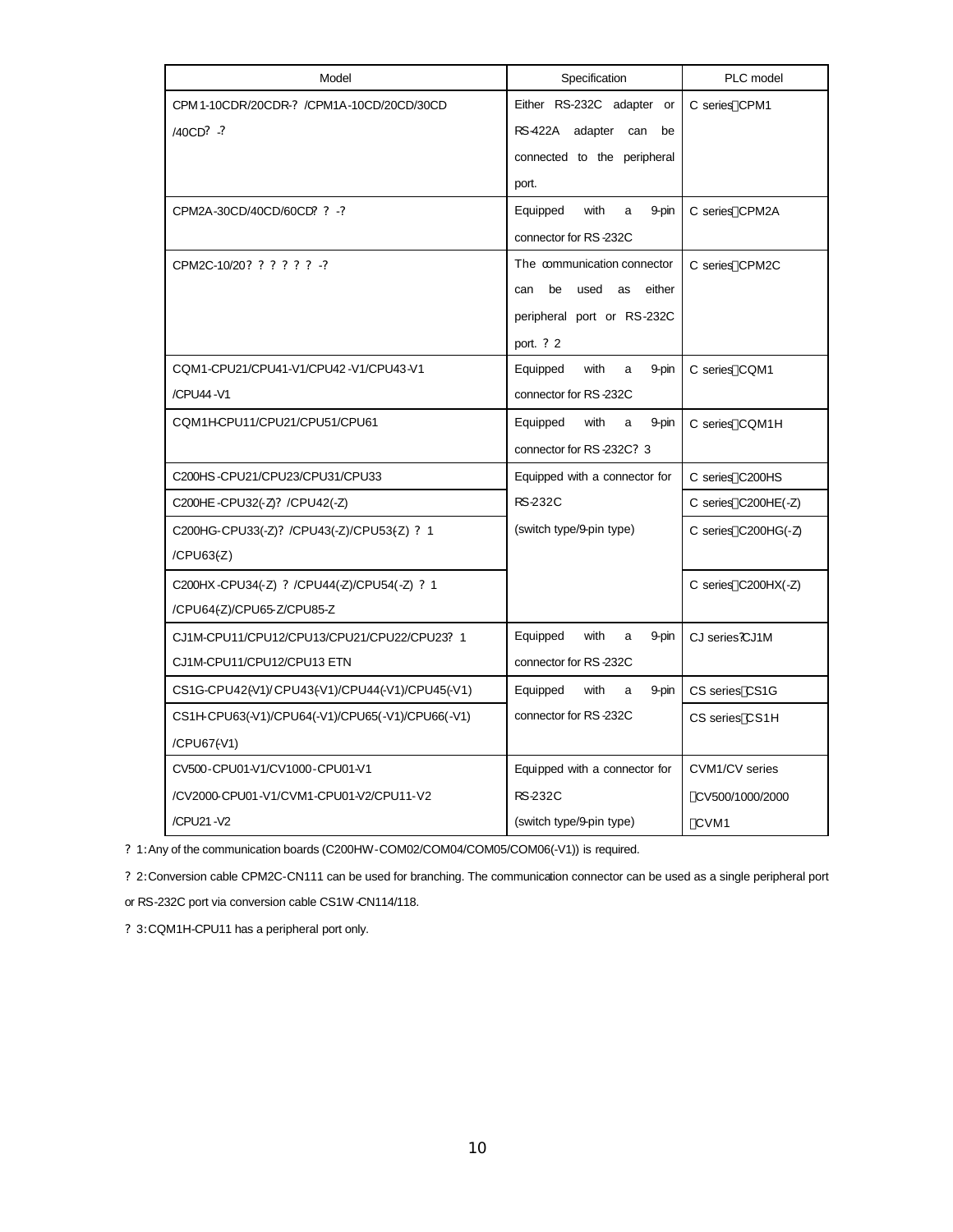| Model | Specification | PLC model |
|---|---|---|
| CPM1-10CDR/20CDR-? /CPM1A-10CD/20CD/30CD /40CD? -? | Either RS-232C adapter or RS-422A adapter can be connected to the peripheral port. | C series CPM1 |
| CPM2A-30CD/40CD/60CD? ? -? | Equipped with a 9-pin connector for RS-232C | C series CPM2A |
| CPM2C-10/20? ? ? ? ? ? -? | The communication connector can be used as either peripheral port or RS-232C port. ? 2 | C series CPM2C |
| CQM1-CPU21/CPU41-V1/CPU42-V1/CPU43-V1 /CPU44-V1 | Equipped with a 9-pin connector for RS-232C | C series CQM1 |
| CQM1H-CPU11/CPU21/CPU51/CPU61 | Equipped with a 9-pin connector for RS-232C? 3 | C series CQM1H |
| C200HS-CPU21/CPU23/CPU31/CPU33 | Equipped with a connector for RS-232C (switch type/9-pin type) | C series C200HS |
| C200HE-CPU32(-Z)? /CPU42(-Z) | | C series C200HE(-Z) |
| C200HG-CPU33(-Z)? /CPU43(-Z)/CPU53(-Z) ? 1 /CPU63(-Z) | | C series C200HG(-Z) |
| C200HX-CPU34(-Z) ? /CPU44(-Z)/CPU54(-Z) ? 1 /CPU64(-Z)/CPU65-Z/CPU85-Z | | C series C200HX(-Z) |
| CJ1M-CPU11/CPU12/CPU13/CPU21/CPU22/CPU23? 1 CJ1M-CPU11/CPU12/CPU13 ETN | Equipped with a 9-pin connector for RS-232C | CJ series?CJ1M |
| CS1G-CPU42(-V1)/ CPU43(-V1)/CPU44(-V1)/CPU45(-V1) | Equipped with a 9-pin connector for RS-232C | CS series CS1G |
| CS1H-CPU63(-V1)/CPU64(-V1)/CPU65(-V1)/CPU66(-V1) /CPU67(-V1) | | CS series CS1H |
| CV500-CPU01-V1/CV1000-CPU01-V1 /CV2000-CPU01-V1/CVM1-CPU01-V2/CPU11-V2 /CPU21-V2 | Equipped with a connector for RS-232C (switch type/9-pin type) | CVM1/CV series CV500/1000/2000 CVM1 |

? 1: Any of the communication boards (C200HW-COM02/COM04/COM05/COM06(-V1)) is required.

? 2: Conversion cable CPM2C-CN111 can be used for branching. The communication connector can be used as a single peripheral port or RS-232C port via conversion cable CS1W-CN114/118.

? 3: CQM1H-CPU11 has a peripheral port only.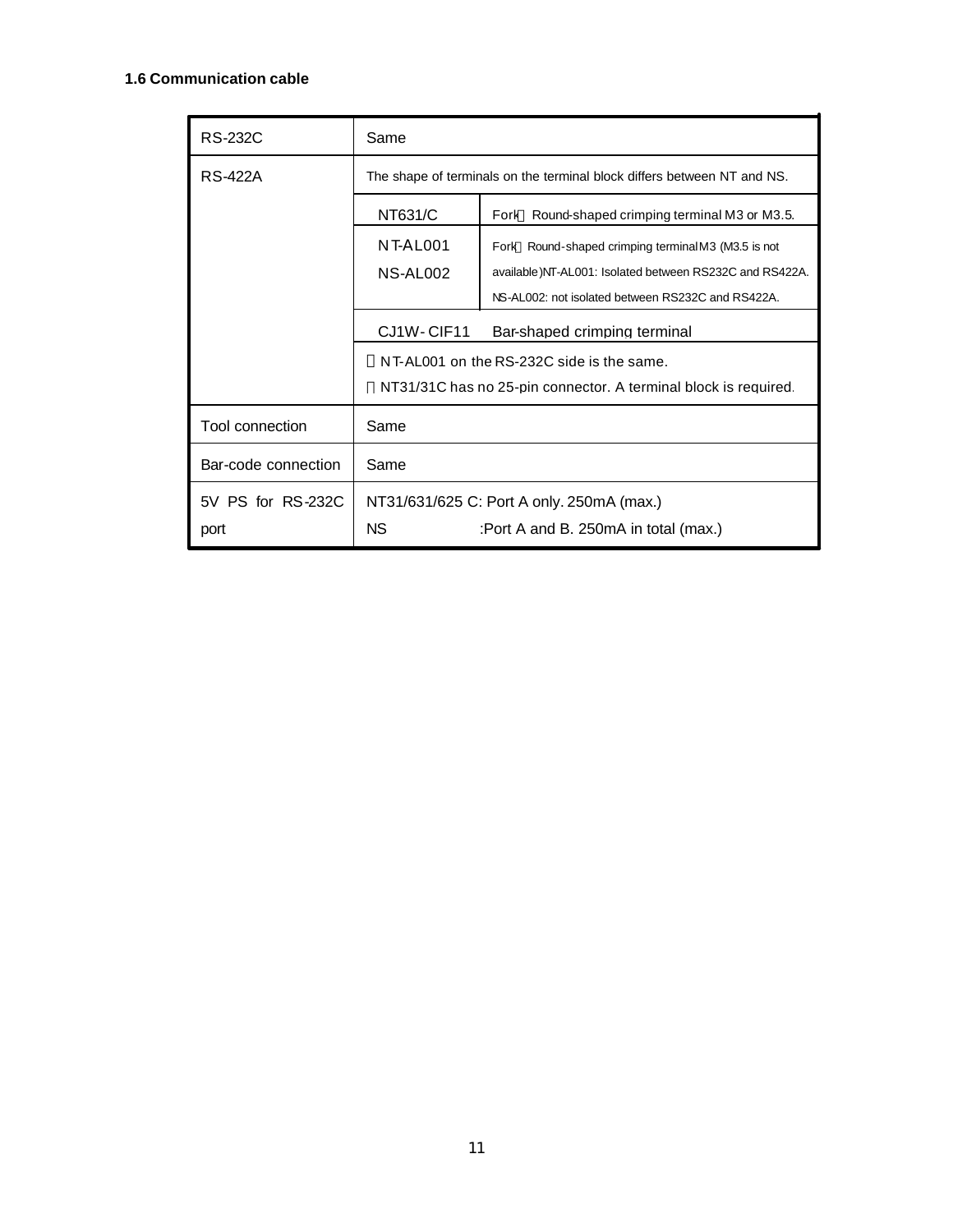### 1.6 Communication cable

| | | |
|---|---|---|
| RS-232C | Same | |
| RS-422A | The shape of terminals on the terminal block differs between NT and NS. | |
| | NT631/C | Fork Round-shaped crimping terminal M3 or M3.5. |
| | NT-AL001<br>NS-AL002 | Fork Round-shaped crimping terminal M3 (M3.5 is not available)NT-AL001: Isolated between RS232C and RS422A.<br>NS-AL002: not isolated between RS232C and RS422A. |
| | CJ1W-CIF11 | Bar-shaped crimping terminal |
| | NT-AL001 on the RS-232C side is the same.<br>NT31/31C has no 25-pin connector. A terminal block is required. | |
| Tool connection | Same | |
| Bar-code connection | Same | |
| 5V PS for RS-232C port | NT31/631/625 C: Port A only. 250mA (max.)<br>NS :Port A and B. 250mA in total (max.) | |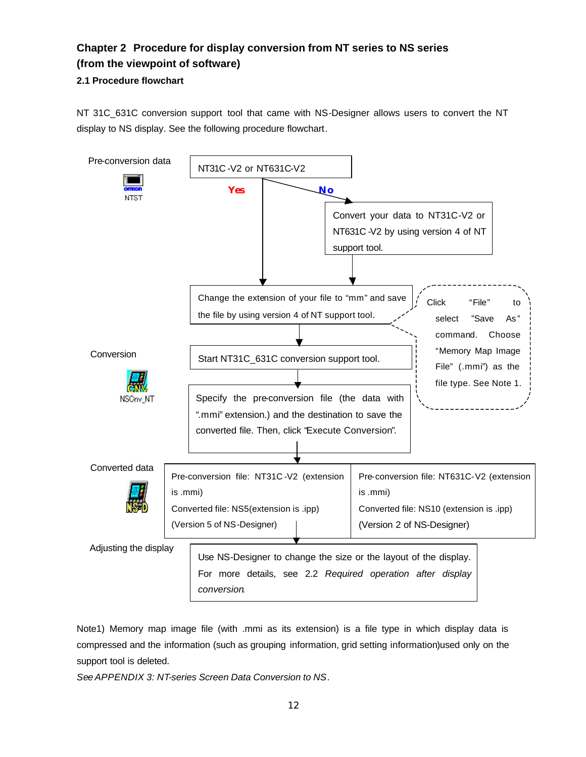## Chapter 2 Procedure for display conversion from NT series to NS series (from the viewpoint of software)

### 2.1 Procedure flowchart

NT 31C_631C conversion support tool that came with NS-Designer allows users to convert the NT display to NS display. See the following procedure flowchart.

Pre-conversion data

NTST

NT31C-V2 or NT631C-V2

Yes

No

Convert your data to NT31C-V2 or NT631C-V2 by using version 4 of NT support tool.

Change the extension of your file to "mm" and save the file by using version 4 of NT support tool.

Click "File" to select "Save As" command. Choose "Memory Map Image File" (.mmi") as the file type. See Note 1.

Conversion

NSCnv_NT

Start NT31C_631C conversion support tool.

Specify the pre-conversion file (the data with ".mmi" extension.) and the destination to save the converted file. Then, click "Execute Conversion".

Converted data

| Pre-conversion file: NT31C-V2 (extension is .mmi)<br>Converted file: NS5(extension is .ipp)<br>(Version 5 of NS-Designer) | Pre-conversion file: NT631C-V2 (extension is .mmi)<br>Converted file: NS10 (extension is .ipp)<br>(Version 2 of NS-Designer) |
|---|---|

Adjusting the display

Use NS-Designer to change the size or the layout of the display. For more details, see 2.2 *Required operation after display conversion*.

Note1) Memory map image file (with .mmi as its extension) is a file type in which display data is compressed and the information (such as grouping information, grid setting information)used only on the support tool is deleted.

*See APPENDIX 3: NT-series Screen Data Conversion to NS*.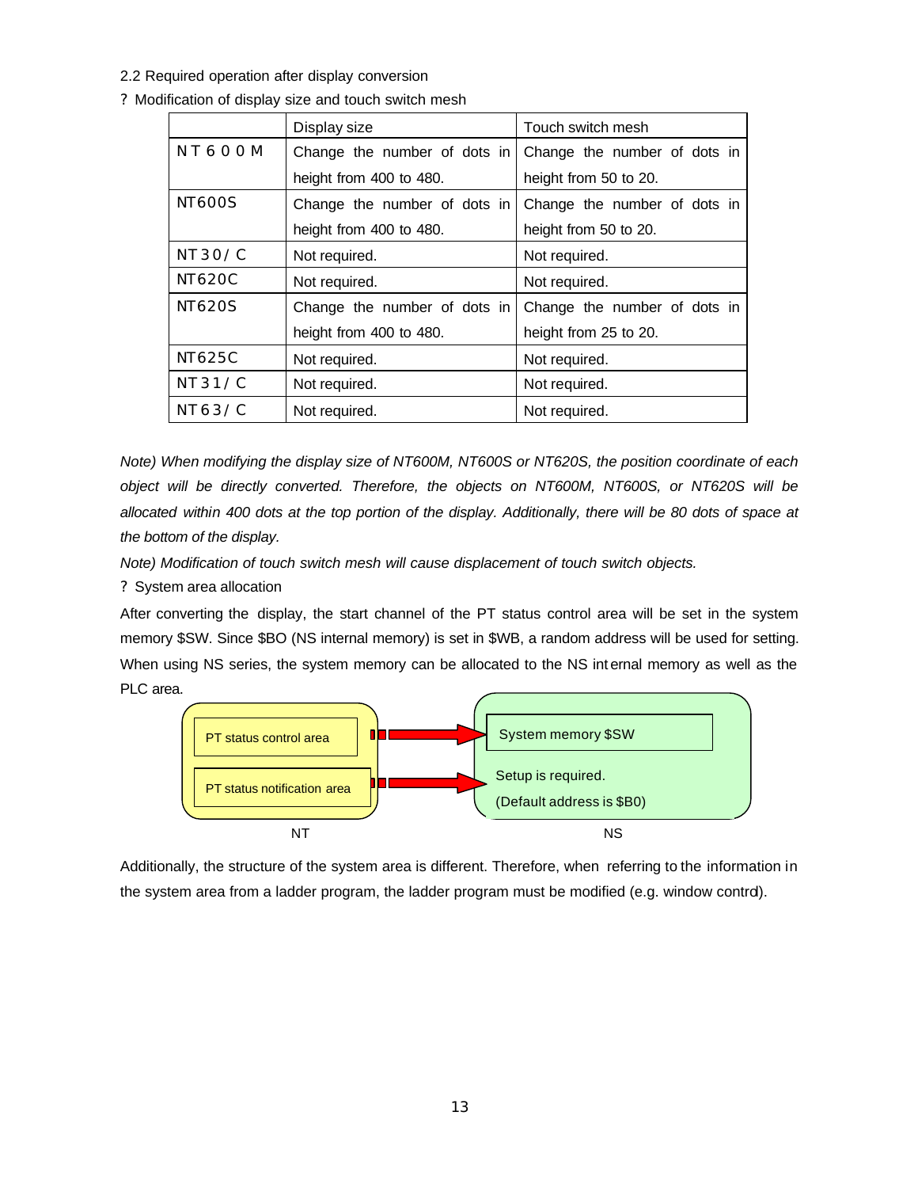2.2 Required operation after display conversion

? Modification of display size and touch switch mesh

| | Display size | Touch switch mesh |
|---|---|---|
| NT600M | Change the number of dots in height from 400 to 480. | Change the number of dots in height from 50 to 20. |
| NT600S | Change the number of dots in height from 400 to 480. | Change the number of dots in height from 50 to 20. |
| NT30/C | Not required. | Not required. |
| NT620C | Not required. | Not required. |
| NT620S | Change the number of dots in height from 400 to 480. | Change the number of dots in height from 25 to 20. |
| NT625C | Not required. | Not required. |
| NT31/C | Not required. | Not required. |
| NT63/C | Not required. | Not required. |

*Note) When modifying the display size of NT600M, NT600S or NT620S, the position coordinate of each object will be directly converted. Therefore, the objects on NT600M, NT600S, or NT620S will be allocated within 400 dots at the top portion of the display. Additionally, there will be 80 dots of space at the bottom of the display.*

*Note) Modification of touch switch mesh will cause displacement of touch switch objects.*

? System area allocation

After converting the display, the start channel of the PT status control area will be set in the system memory $SW. Since $BO (NS internal memory) is set in $WB, a random address will be used for setting. When using NS series, the system memory can be allocated to the NS internal memory as well as the PLC area.

PT status control area → System memory $SW

PT status notification area → Setup is required. (Default address is $B0)

NT NS

Additionally, the structure of the system area is different. Therefore, when referring to the information in the system area from a ladder program, the ladder program must be modified (e.g. window control).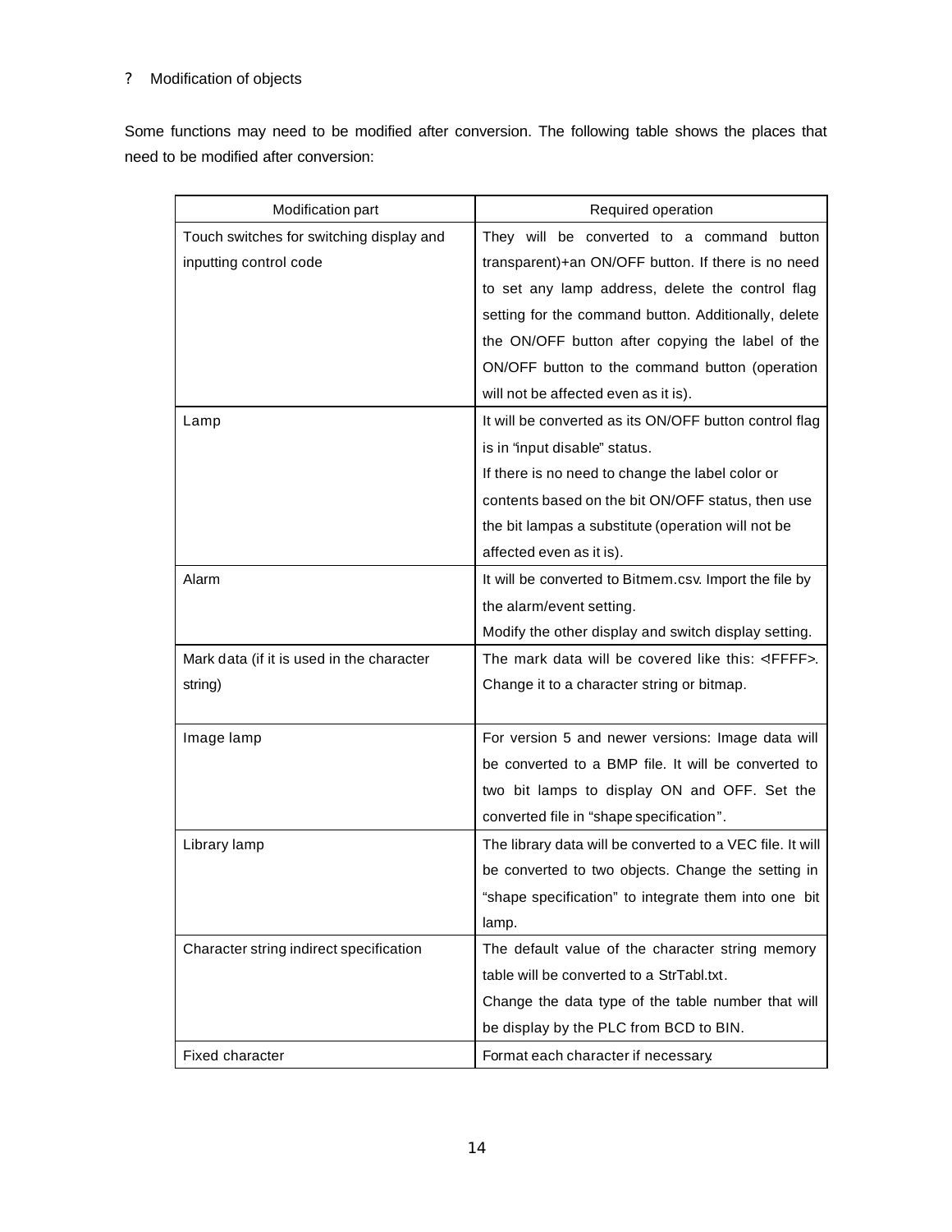? Modification of objects

Some functions may need to be modified after conversion. The following table shows the places that need to be modified after conversion:

| Modification part | Required operation |
|---|---|
| Touch switches for switching display and inputting control code | They will be converted to a command button transparent)+an ON/OFF button. If there is no need to set any lamp address, delete the control flag setting for the command button. Additionally, delete the ON/OFF button after copying the label of the ON/OFF button to the command button (operation will not be affected even as it is). |
| Lamp | It will be converted as its ON/OFF button control flag is in "input disable" status. If there is no need to change the label color or contents based on the bit ON/OFF status, then use the bit lampas a substitute (operation will not be affected even as it is). |
| Alarm | It will be converted to Bitmem.csv. Import the file by the alarm/event setting. Modify the other display and switch display setting. |
| Mark data (if it is used in the character string) | The mark data will be covered like this: <FFFF>. Change it to a character string or bitmap. |
| Image lamp | For version 5 and newer versions: Image data will be converted to a BMP file. It will be converted to two bit lamps to display ON and OFF. Set the converted file in "shape specification". |
| Library lamp | The library data will be converted to a VEC file. It will be converted to two objects. Change the setting in "shape specification" to integrate them into one bit lamp. |
| Character string indirect specification | The default value of the character string memory table will be converted to a StrTabl.txt. Change the data type of the table number that will be display by the PLC from BCD to BIN. |
| Fixed character | Format each character if necessary. |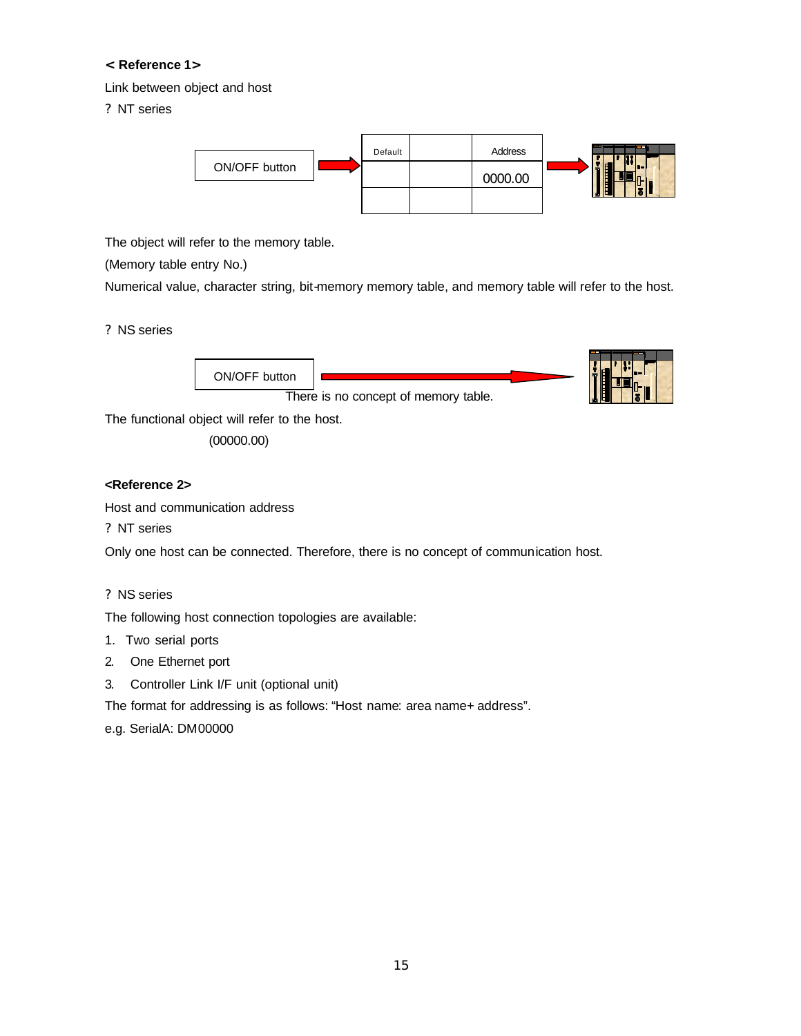**< Reference 1>**

Link between object and host

? NT series

ON/OFF button

| Default | | Address |
|---|---|---|
| | | 0000.00 |
| | | |

The object will refer to the memory table.

(Memory table entry No.)

Numerical value, character string, bit-memory memory table, and memory table will refer to the host.

? NS series

ON/OFF button

There is no concept of memory table.

The functional object will refer to the host.

(00000.00)

**<Reference 2>**

Host and communication address

? NT series

Only one host can be connected. Therefore, there is no concept of communication host.

? NS series

The following host connection topologies are available:

1. Two serial ports
2. One Ethernet port
3. Controller Link I/F unit (optional unit)

The format for addressing is as follows: “Host name: area name+ address”.

e.g. SerialA: DM00000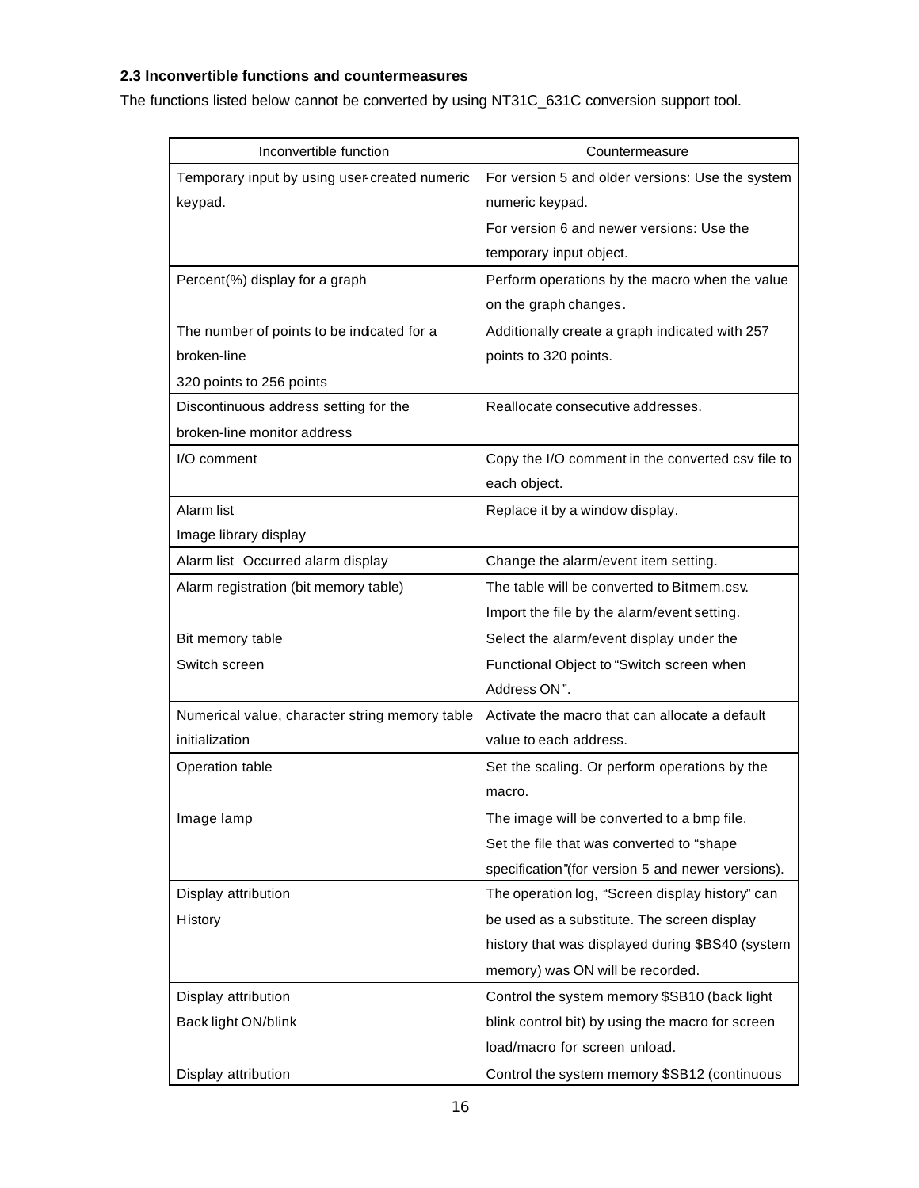### 2.3 Inconvertible functions and countermeasures

The functions listed below cannot be converted by using NT31C_631C conversion support tool.

| Inconvertible function | Countermeasure |
|---|---|
| Temporary input by using user-created numeric keypad. | For version 5 and older versions: Use the system numeric keypad.<br>For version 6 and newer versions: Use the temporary input object. |
| Percent(%) display for a graph | Perform operations by the macro when the value on the graph changes. |
| The number of points to be indicated for a broken-line<br>320 points to 256 points | Additionally create a graph indicated with 257 points to 320 points. |
| Discontinuous address setting for the broken-line monitor address | Reallocate consecutive addresses. |
| I/O comment | Copy the I/O comment in the converted csv file to each object. |
| Alarm list<br>Image library display | Replace it by a window display. |
| Alarm list Occurred alarm display | Change the alarm/event item setting. |
| Alarm registration (bit memory table) | The table will be converted to Bitmem.csv.<br>Import the file by the alarm/event setting. |
| Bit memory table<br>Switch screen | Select the alarm/event display under the Functional Object to "Switch screen when Address ON". |
| Numerical value, character string memory table initialization | Activate the macro that can allocate a default value to each address. |
| Operation table | Set the scaling. Or perform operations by the macro. |
| Image lamp | The image will be converted to a bmp file.<br>Set the file that was converted to "shape specification"(for version 5 and newer versions). |
| Display attribution<br>History | The operation log, "Screen display history" can be used as a substitute. The screen display history that was displayed during $BS40 (system memory) was ON will be recorded. |
| Display attribution<br>Back light ON/blink | Control the system memory $SB10 (back light blink control bit) by using the macro for screen load/macro for screen unload. |
| Display attribution | Control the system memory $SB12 (continuous |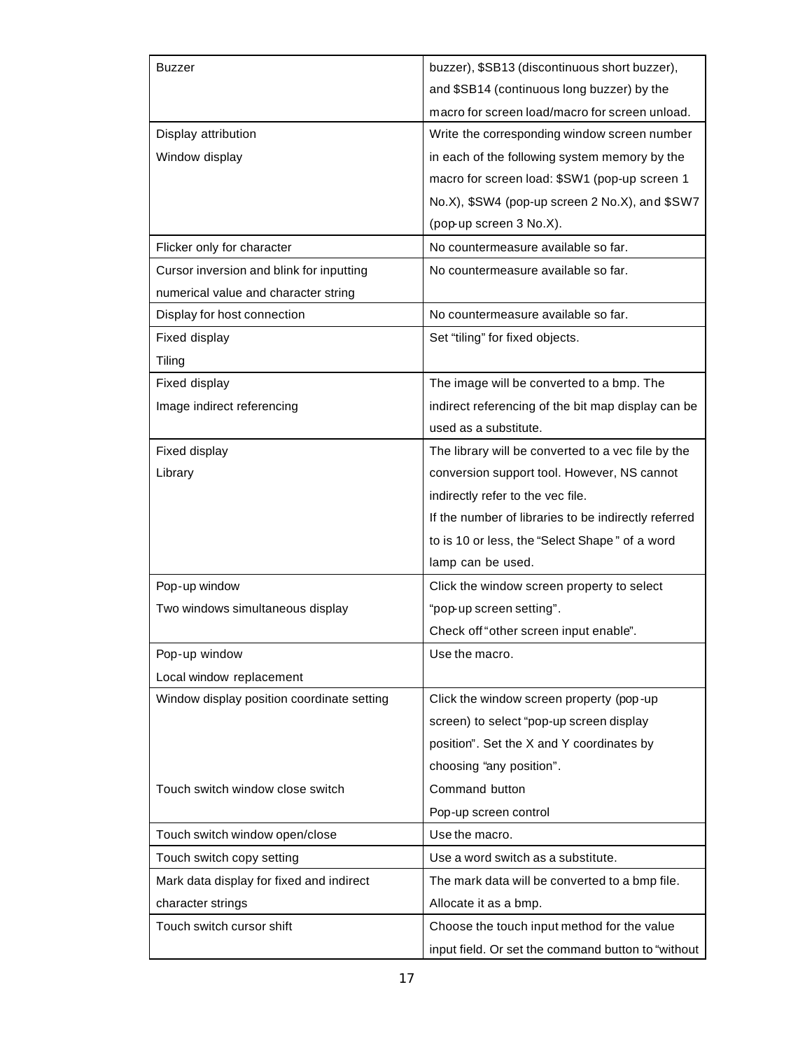| | |
|---|---|
| Buzzer | buzzer), $SB13 (discontinuous short buzzer), and $SB14 (continuous long buzzer) by the macro for screen load/macro for screen unload. |
| Display attribution<br>Window display | Write the corresponding window screen number in each of the following system memory by the macro for screen load: $SW1 (pop-up screen 1 No.X), $SW4 (pop-up screen 2 No.X), and $SW7 (pop-up screen 3 No.X). |
| Flicker only for character | No countermeasure available so far. |
| Cursor inversion and blink for inputting numerical value and character string | No countermeasure available so far. |
| Display for host connection | No countermeasure available so far. |
| Fixed display<br>Tiling | Set “tiling” for fixed objects. |
| Fixed display<br>Image indirect referencing | The image will be converted to a bmp. The indirect referencing of the bit map display can be used as a substitute. |
| Fixed display<br>Library | The library will be converted to a vec file by the conversion support tool. However, NS cannot indirectly refer to the vec file.<br>If the number of libraries to be indirectly referred to is 10 or less, the “Select Shape” of a word lamp can be used. |
| Pop-up window<br>Two windows simultaneous display | Click the window screen property to select “pop-up screen setting”.<br>Check off “other screen input enable”. |
| Pop-up window<br>Local window replacement | Use the macro. |
| Window display position coordinate setting<br><br><br><br>Touch switch window close switch | Click the window screen property (pop-up screen) to select “pop-up screen display position”. Set the X and Y coordinates by choosing “any position”.<br>Command button<br>Pop-up screen control |
| Touch switch window open/close | Use the macro. |
| Touch switch copy setting | Use a word switch as a substitute. |
| Mark data display for fixed and indirect character strings | The mark data will be converted to a bmp file. Allocate it as a bmp. |
| Touch switch cursor shift | Choose the touch input method for the value input field. Or set the command button to “without |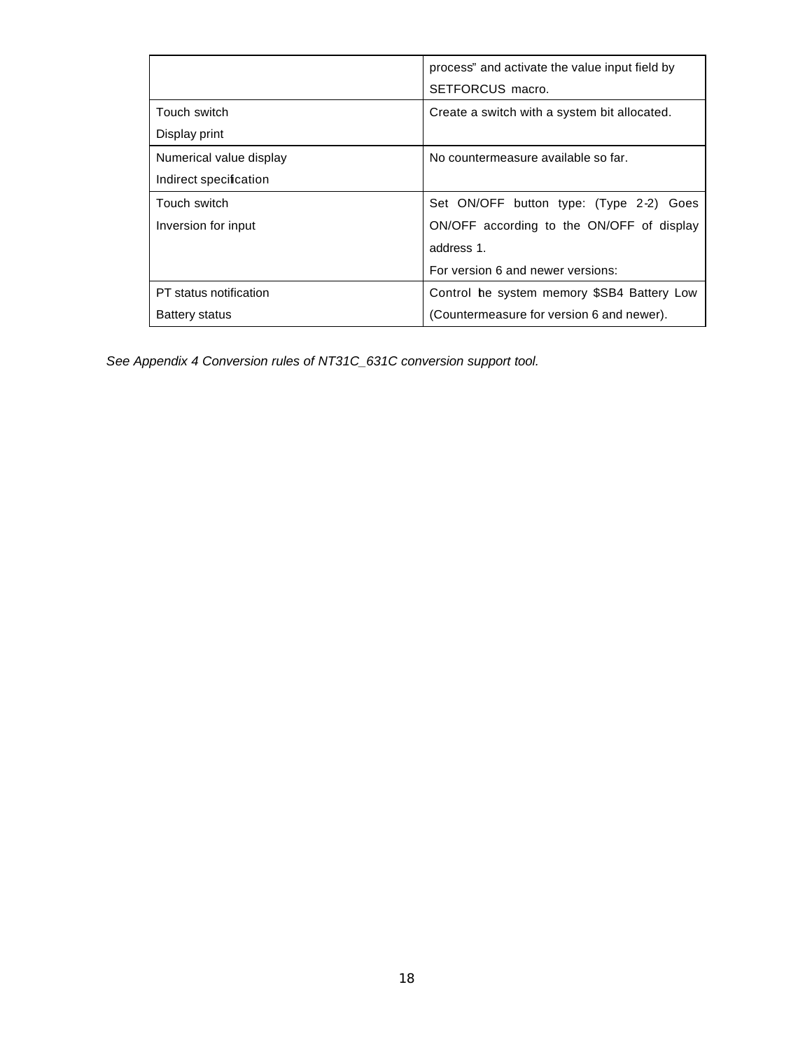| | |
|---|---|
| | process" and activate the value input field by SETFORCUS macro. |
| Touch switch<br>Display print | Create a switch with a system bit allocated. |
| Numerical value display<br>Indirect specification | No countermeasure available so far. |
| Touch switch<br>Inversion for input | Set ON/OFF button type: (Type 2-2) Goes ON/OFF according to the ON/OFF of display address 1.<br>For version 6 and newer versions: |
| PT status notification<br>Battery status | Control the system memory $SB4 Battery Low (Countermeasure for version 6 and newer). |

*See Appendix 4 Conversion rules of NT31C_631C conversion support tool.*